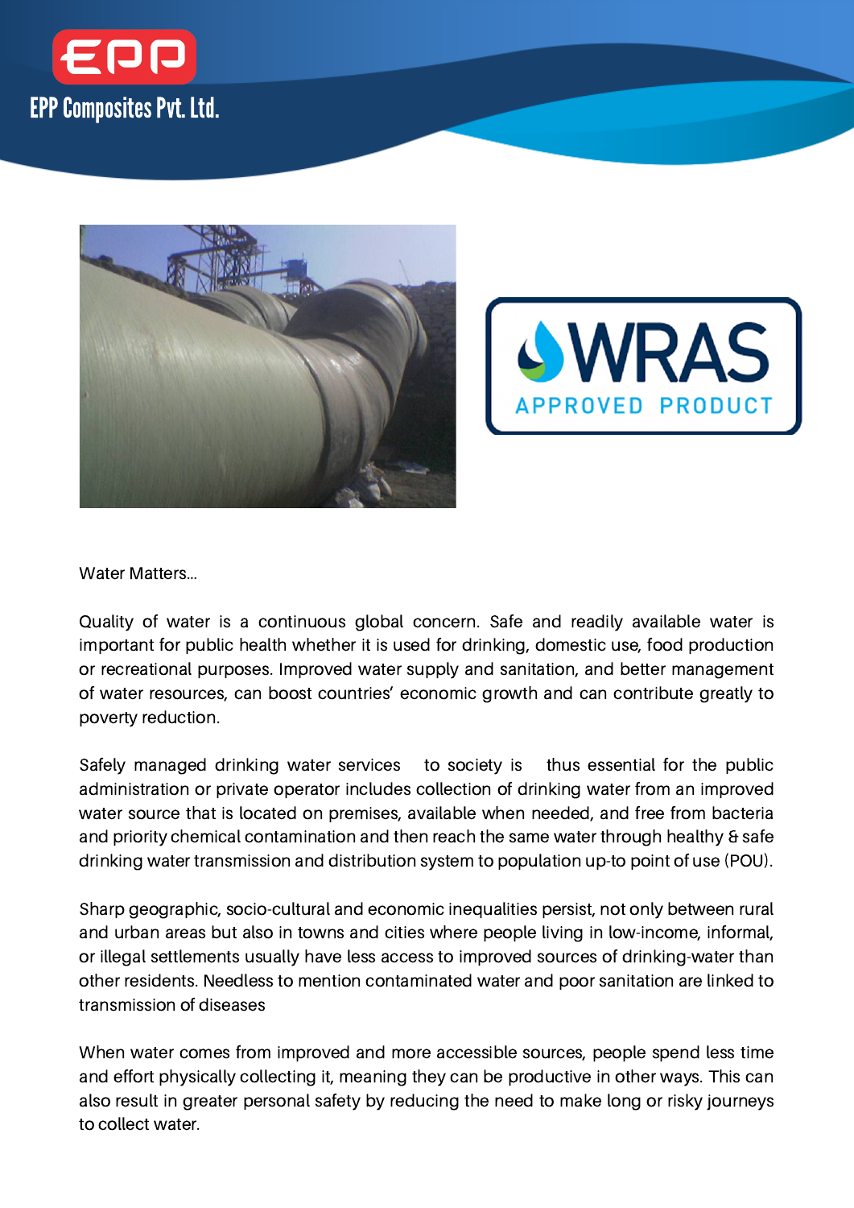EPP Composites Pvt. Ltd.

WRAS APPROVED PRODUCT

Water Matters…

Quality of water is a continuous global concern. Safe and readily available water is important for public health whether it is used for drinking, domestic use, food production or recreational purposes. Improved water supply and sanitation, and better management of water resources, can boost countries' economic growth and can contribute greatly to poverty reduction.

Safely managed drinking water services to society is thus essential for the public administration or private operator includes collection of drinking water from an improved water source that is located on premises, available when needed, and free from bacteria and priority chemical contamination and then reach the same water through healthy & safe drinking water transmission and distribution system to population up-to point of use (POU).

Sharp geographic, socio-cultural and economic inequalities persist, not only between rural and urban areas but also in towns and cities where people living in low-income, informal, or illegal settlements usually have less access to improved sources of drinking-water than other residents. Needless to mention contaminated water and poor sanitation are linked to transmission of diseases

When water comes from improved and more accessible sources, people spend less time and effort physically collecting it, meaning they can be productive in other ways. This can also result in greater personal safety by reducing the need to make long or risky journeys to collect water.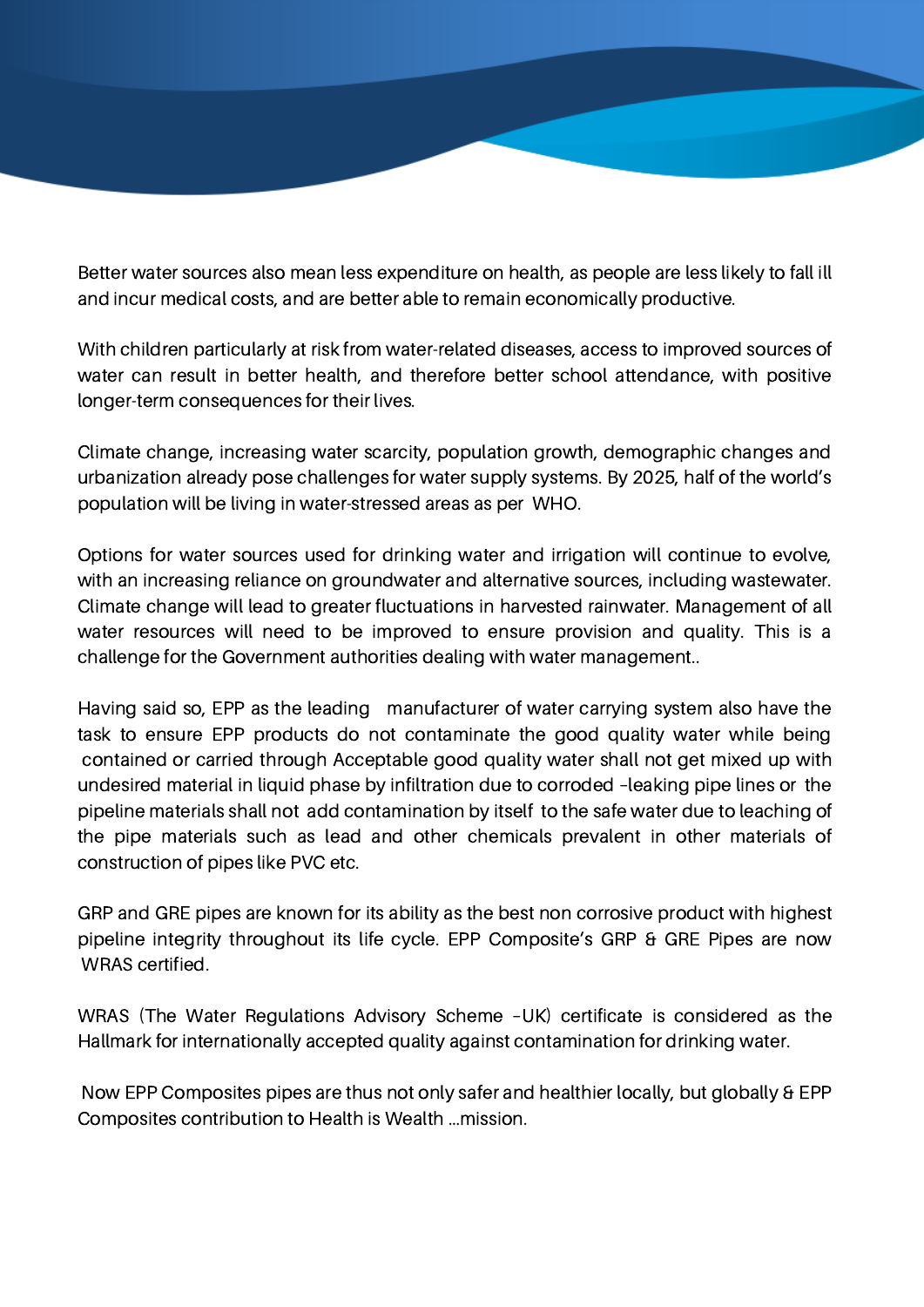Better water sources also mean less expenditure on health, as people are less likely to fall ill and incur medical costs, and are better able to remain economically productive.

With children particularly at risk from water-related diseases, access to improved sources of water can result in better health, and therefore better school attendance, with positive longer-term consequences for their lives.

Climate change, increasing water scarcity, population growth, demographic changes and urbanization already pose challenges for water supply systems. By 2025, half of the world's population will be living in water-stressed areas as per WHO.

Options for water sources used for drinking water and irrigation will continue to evolve, with an increasing reliance on groundwater and alternative sources, including wastewater. Climate change will lead to greater fluctuations in harvested rainwater. Management of all water resources will need to be improved to ensure provision and quality. This is a challenge for the Government authorities dealing with water management..

Having said so, EPP as the leading manufacturer of water carrying system also have the task to ensure EPP products do not contaminate the good quality water while being contained or carried through Acceptable good quality water shall not get mixed up with undesired material in liquid phase by infiltration due to corroded –leaking pipe lines or the pipeline materials shall not add contamination by itself to the safe water due to leaching of the pipe materials such as lead and other chemicals prevalent in other materials of construction of pipes like PVC etc.

GRP and GRE pipes are known for its ability as the best non corrosive product with highest pipeline integrity throughout its life cycle. EPP Composite's GRP & GRE Pipes are now WRAS certified.

WRAS (The Water Regulations Advisory Scheme –UK) certificate is considered as the Hallmark for internationally accepted quality against contamination for drinking water.

Now EPP Composites pipes are thus not only safer and healthier locally, but globally & EPP Composites contribution to Health is Wealth …mission.